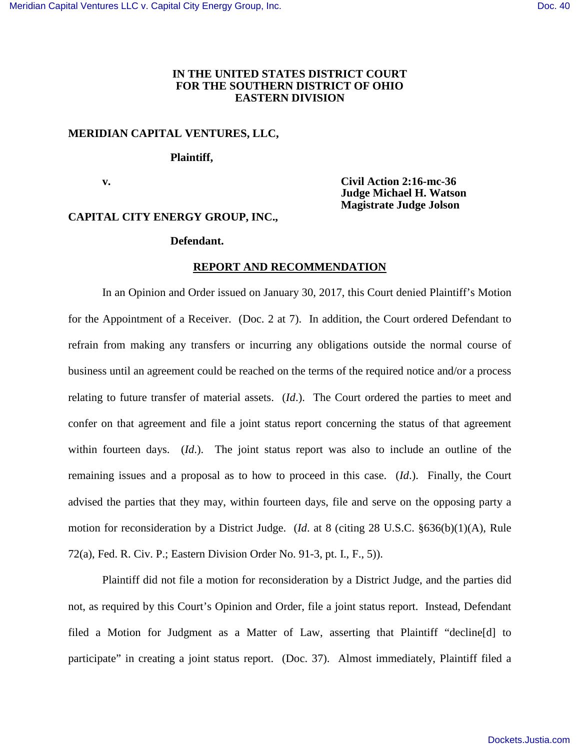**IN THE UNITED STATES DISTRICT COURT**
**FOR THE SOUTHERN DISTRICT OF OHIO**
**EASTERN DIVISION**

**MERIDIAN CAPITAL VENTURES, LLC,**

**Plaintiff,**

**v.**

**Civil Action 2:16-mc-36**
**Judge Michael H. Watson**
**Magistrate Judge Jolson**

**CAPITAL CITY ENERGY GROUP, INC.,**

**Defendant.**

## REPORT AND RECOMMENDATION

In an Opinion and Order issued on January 30, 2017, this Court denied Plaintiff's Motion for the Appointment of a Receiver. (Doc. 2 at 7). In addition, the Court ordered Defendant to refrain from making any transfers or incurring any obligations outside the normal course of business until an agreement could be reached on the terms of the required notice and/or a process relating to future transfer of material assets. (*Id*.). The Court ordered the parties to meet and confer on that agreement and file a joint status report concerning the status of that agreement within fourteen days. (*Id.*). The joint status report was also to include an outline of the remaining issues and a proposal as to how to proceed in this case. (*Id*.). Finally, the Court advised the parties that they may, within fourteen days, file and serve on the opposing party a motion for reconsideration by a District Judge. (*Id*. at 8 (citing 28 U.S.C. §636(b)(1)(A), Rule 72(a), Fed. R. Civ. P.; Eastern Division Order No. 91-3, pt. I., F., 5)).

Plaintiff did not file a motion for reconsideration by a District Judge, and the parties did not, as required by this Court's Opinion and Order, file a joint status report. Instead, Defendant filed a Motion for Judgment as a Matter of Law, asserting that Plaintiff "decline[d] to participate" in creating a joint status report. (Doc. 37). Almost immediately, Plaintiff filed a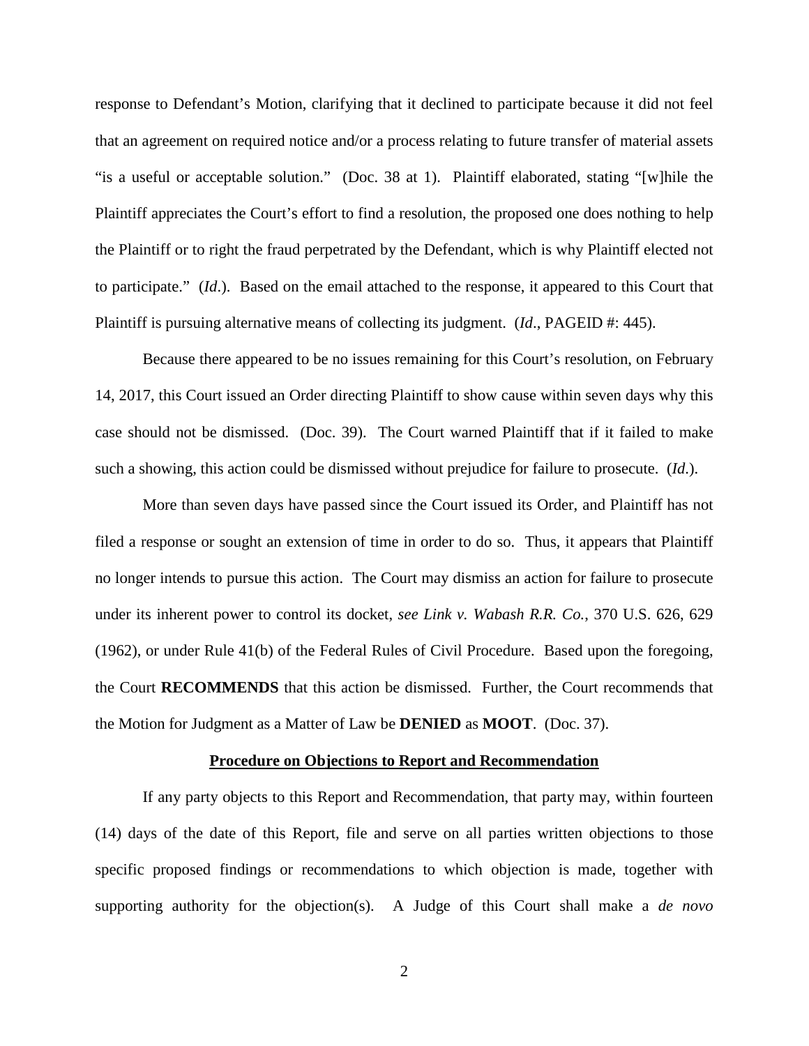response to Defendant's Motion, clarifying that it declined to participate because it did not feel that an agreement on required notice and/or a process relating to future transfer of material assets "is a useful or acceptable solution." (Doc. 38 at 1). Plaintiff elaborated, stating "[w]hile the Plaintiff appreciates the Court's effort to find a resolution, the proposed one does nothing to help the Plaintiff or to right the fraud perpetrated by the Defendant, which is why Plaintiff elected not to participate." (*Id*.). Based on the email attached to the response, it appeared to this Court that Plaintiff is pursuing alternative means of collecting its judgment. (*Id*., PAGEID #: 445).

Because there appeared to be no issues remaining for this Court's resolution, on February 14, 2017, this Court issued an Order directing Plaintiff to show cause within seven days why this case should not be dismissed. (Doc. 39). The Court warned Plaintiff that if it failed to make such a showing, this action could be dismissed without prejudice for failure to prosecute. (*Id*.).

More than seven days have passed since the Court issued its Order, and Plaintiff has not filed a response or sought an extension of time in order to do so. Thus, it appears that Plaintiff no longer intends to pursue this action. The Court may dismiss an action for failure to prosecute under its inherent power to control its docket, *see Link v. Wabash R.R. Co.*, 370 U.S. 626, 629 (1962), or under Rule 41(b) of the Federal Rules of Civil Procedure. Based upon the foregoing, the Court **RECOMMENDS** that this action be dismissed. Further, the Court recommends that the Motion for Judgment as a Matter of Law be **DENIED** as **MOOT**. (Doc. 37).

## Procedure on Objections to Report and Recommendation

If any party objects to this Report and Recommendation, that party may, within fourteen (14) days of the date of this Report, file and serve on all parties written objections to those specific proposed findings or recommendations to which objection is made, together with supporting authority for the objection(s). A Judge of this Court shall make a *de novo*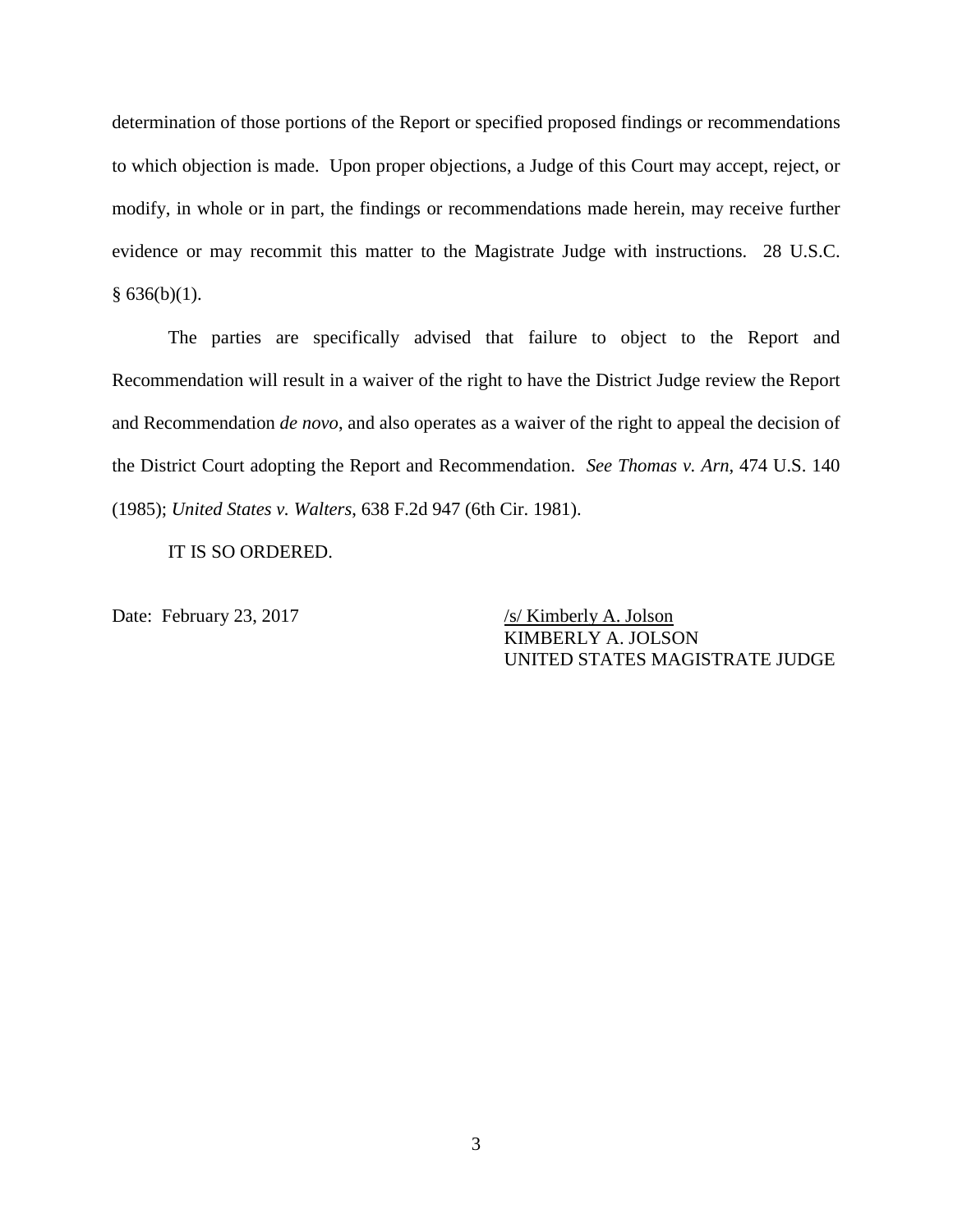determination of those portions of the Report or specified proposed findings or recommendations to which objection is made. Upon proper objections, a Judge of this Court may accept, reject, or modify, in whole or in part, the findings or recommendations made herein, may receive further evidence or may recommit this matter to the Magistrate Judge with instructions. 28 U.S.C. § 636(b)(1).

The parties are specifically advised that failure to object to the Report and Recommendation will result in a waiver of the right to have the District Judge review the Report and Recommendation *de novo*, and also operates as a waiver of the right to appeal the decision of the District Court adopting the Report and Recommendation. *See Thomas v. Arn*, 474 U.S. 140 (1985); *United States v. Walters*, 638 F.2d 947 (6th Cir. 1981).

IT IS SO ORDERED.

Date: February 23, 2017

/s/ Kimberly A. Jolson
KIMBERLY A. JOLSON
UNITED STATES MAGISTRATE JUDGE